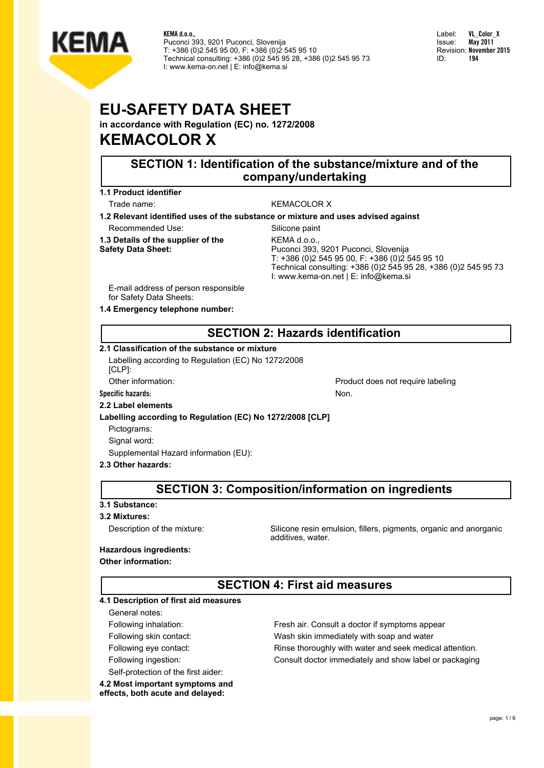KEMA d.o.o.,
Puconci 393, 9201 Puconci, Slovenija
T: +386 (0)2 545 95 00, F: +386 (0)2 545 95 10
Technical consulting: +386 (0)2 545 95 28, +386 (0)2 545 95 73
I: www.kema-on.net | E: info@kema.si

Label: **VL_Color_X**
Issue: **May 2011**
Revision: **November 2015**
ID: **194**

# EU-SAFETY DATA SHEET

**in accordance with Regulation (EC) no. 1272/2008**

# KEMACOLOR X

## SECTION 1: Identification of the substance/mixture and of the company/undertaking

**1.1 Product identifier**

Trade name: KEMACOLOR X

**1.2 Relevant identified uses of the substance or mixture and uses advised against**

Recommended Use: Silicone paint

**1.3 Details of the supplier of the Safety Data Sheet:**
KEMA d.o.o.,
Puconci 393, 9201 Puconci, Slovenija
T: +386 (0)2 545 95 00, F: +386 (0)2 545 95 10
Technical consulting: +386 (0)2 545 95 28, +386 (0)2 545 95 73
I: www.kema-on.net | E: info@kema.si

E-mail address of person responsible for Safety Data Sheets:

**1.4 Emergency telephone number:**

## SECTION 2: Hazards identification

**2.1 Classification of the substance or mixture**

Labelling according to Regulation (EC) No 1272/2008 [CLP]:

Other information: Product does not require labeling

**Specific hazards:** Non.

**2.2 Label elements**

**Labelling according to Regulation (EC) No 1272/2008 [CLP]**

Pictograms:

Signal word:

Supplemental Hazard information (EU):

**2.3 Other hazards:**

## SECTION 3: Composition/information on ingredients

**3.1 Substance:**

**3.2 Mixtures:**

Description of the mixture: Silicone resin emulsion, fillers, pigments, organic and anorganic additives, water.

**Hazardous ingredients:**

**Other information:**

## SECTION 4: First aid measures

**4.1 Description of first aid measures**

General notes:

Following inhalation: Fresh air. Consult a doctor if symptoms appear

Following skin contact: Wash skin immediately with soap and water

Following eye contact: Rinse thoroughly with water and seek medical attention.

Following ingestion: Consult doctor immediately and show label or packaging

Self-protection of the first aider:

**4.2 Most important symptoms and effects, both acute and delayed:**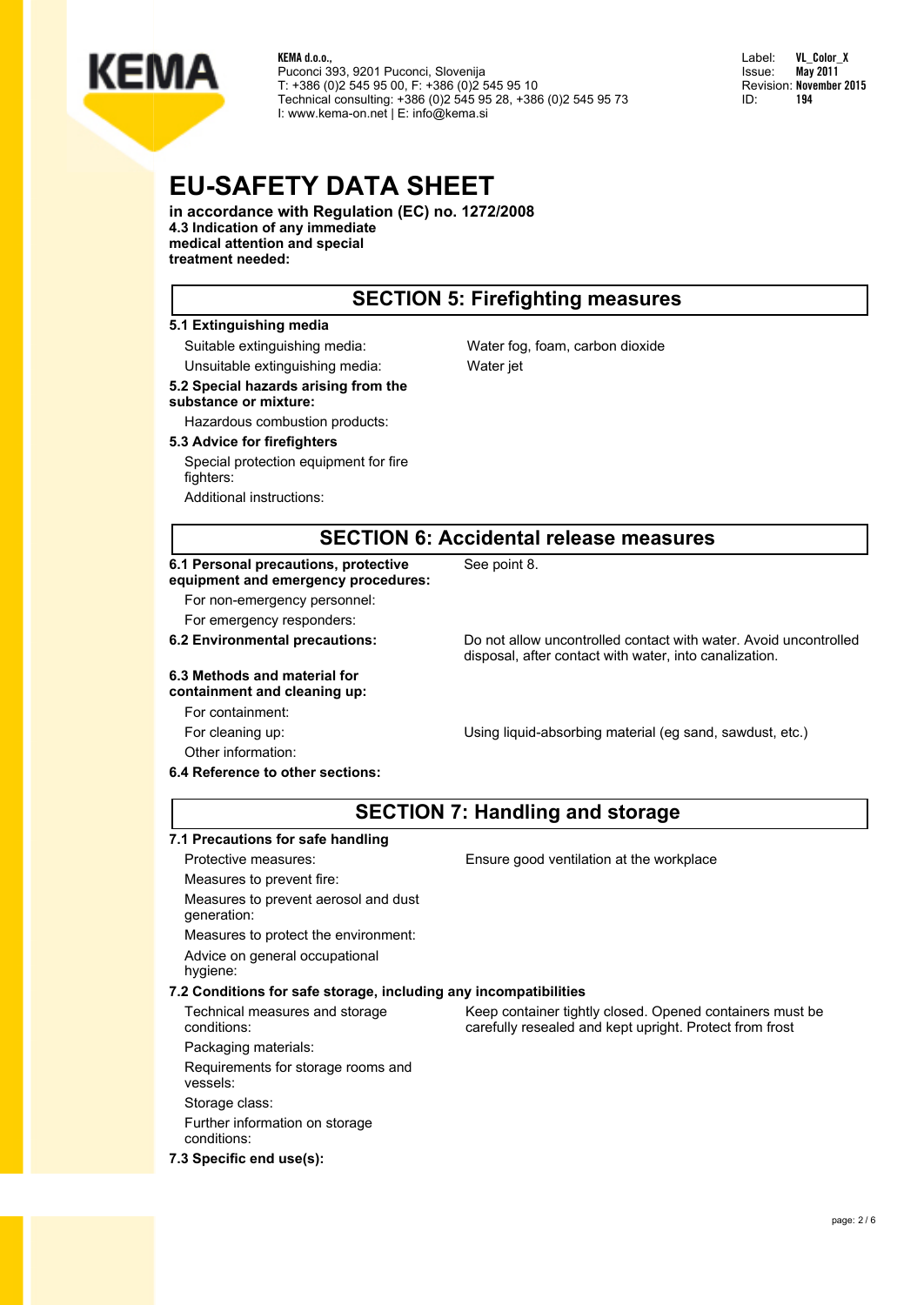# EU-SAFETY DATA SHEET

**in accordance with Regulation (EC) no. 1272/2008**

**4.3 Indication of any immediate medical attention and special treatment needed:**

## SECTION 5: Firefighting measures

**5.1 Extinguishing media**

Suitable extinguishing media: Water fog, foam, carbon dioxide

Unsuitable extinguishing media: Water jet

**5.2 Special hazards arising from the substance or mixture:**

Hazardous combustion products:

**5.3 Advice for firefighters**

Special protection equipment for fire fighters:

Additional instructions:

## SECTION 6: Accidental release measures

**6.1 Personal precautions, protective equipment and emergency procedures:** See point 8.

For non-emergency personnel:

For emergency responders:

**6.2 Environmental precautions:** Do not allow uncontrolled contact with water. Avoid uncontrolled disposal, after contact with water, into canalization.

**6.3 Methods and material for containment and cleaning up:**

For containment:

For cleaning up: Using liquid-absorbing material (eg sand, sawdust, etc.)

Other information:

**6.4 Reference to other sections:**

## SECTION 7: Handling and storage

**7.1 Precautions for safe handling**

Protective measures: Ensure good ventilation at the workplace

Measures to prevent fire:

Measures to prevent aerosol and dust generation:

Measures to protect the environment:

Advice on general occupational hygiene:

**7.2 Conditions for safe storage, including any incompatibilities**

Technical measures and storage conditions: Keep container tightly closed. Opened containers must be carefully resealed and kept upright. Protect from frost

Packaging materials:

Requirements for storage rooms and vessels:

Storage class:

Further information on storage conditions:

**7.3 Specific end use(s):**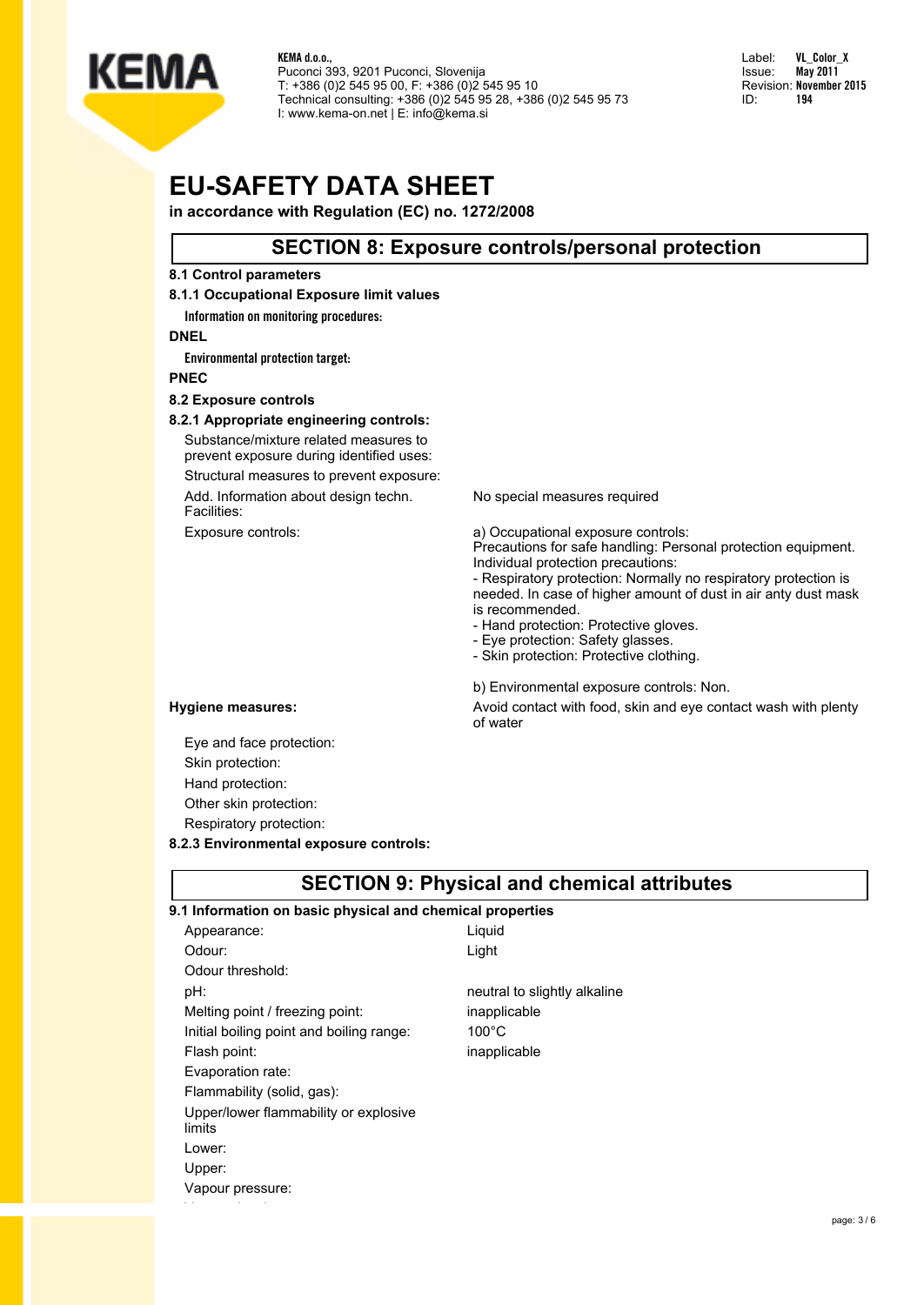# EU-SAFETY DATA SHEET

**in accordance with Regulation (EC) no. 1272/2008**

## SECTION 8: Exposure controls/personal protection

**8.1 Control parameters**

**8.1.1 Occupational Exposure limit values**

Information on monitoring procedures:

**DNEL**

Environmental protection target:

**PNEC**

**8.2 Exposure controls**

**8.2.1 Appropriate engineering controls:**

| | |
|---|---|
| Substance/mixture related measures to prevent exposure during identified uses: | |
| Structural measures to prevent exposure: | |
| Add. Information about design techn. Facilities: | No special measures required |
| Exposure controls: | a) Occupational exposure controls:<br>Precautions for safe handling: Personal protection equipment.<br>Individual protection precautions:<br>- Respiratory protection: Normally no respiratory protection is needed. In case of higher amount of dust in air anty dust mask is recommended.<br>- Hand protection: Protective gloves.<br>- Eye protection: Safety glasses.<br>- Skin protection: Protective clothing.<br><br>b) Environmental exposure controls: Non. |
| **Hygiene measures:** | Avoid contact with food, skin and eye contact wash with plenty of water |
| Eye and face protection: | |
| Skin protection: | |
| Hand protection: | |
| Other skin protection: | |
| Respiratory protection: | |

**8.2.3 Environmental exposure controls:**

## SECTION 9: Physical and chemical attributes

**9.1 Information on basic physical and chemical properties**

| | |
|---|---|
| Appearance: | Liquid |
| Odour: | Light |
| Odour threshold: | |
| pH: | neutral to slightly alkaline |
| Melting point / freezing point: | inapplicable |
| Initial boiling point and boiling range: | 100°C |
| Flash point: | inapplicable |
| Evaporation rate: | |
| Flammability (solid, gas): | |
| Upper/lower flammability or explosive limits | |
| Lower: | |
| Upper: | |
| Vapour pressure: | |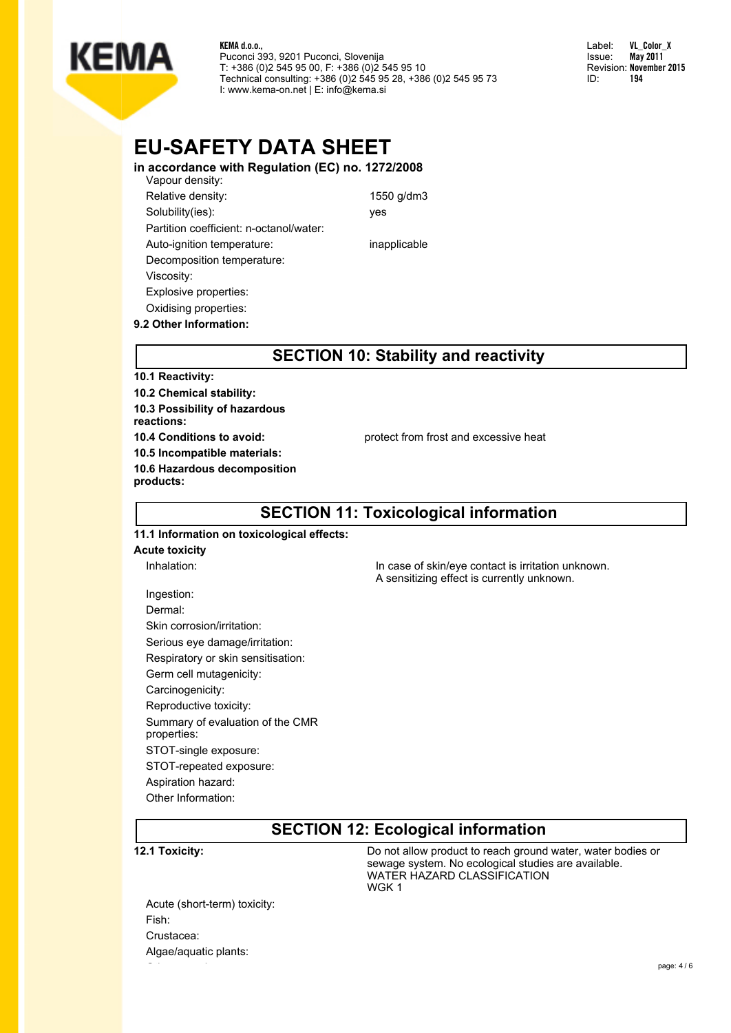# EU-SAFETY DATA SHEET

**in accordance with Regulation (EC) no. 1272/2008**

| | |
|---|---|
| Vapour density: | |
| Relative density: | 1550 g/dm3 |
| Solubility(ies): | yes |
| Partition coefficient: n-octanol/water: | |
| Auto-ignition temperature: | inapplicable |
| Decomposition temperature: | |
| Viscosity: | |
| Explosive properties: | |
| Oxidising properties: | |

**9.2 Other Information:**

## SECTION 10: Stability and reactivity

**10.1 Reactivity:**

**10.2 Chemical stability:**

**10.3 Possibility of hazardous reactions:**

**10.4 Conditions to avoid:** protect from frost and excessive heat

**10.5 Incompatible materials:**

**10.6 Hazardous decomposition products:**

## SECTION 11: Toxicological information

**11.1 Information on toxicological effects:**

**Acute toxicity**

Inhalation: In case of skin/eye contact is irritation unknown. A sensitizing effect is currently unknown.

Ingestion:

Dermal:

Skin corrosion/irritation:

Serious eye damage/irritation:

Respiratory or skin sensitisation:

Germ cell mutagenicity:

Carcinogenicity:

Reproductive toxicity:

Summary of evaluation of the CMR properties:

STOT-single exposure:

STOT-repeated exposure:

Aspiration hazard:

Other Information:

## SECTION 12: Ecological information

**12.1 Toxicity:** Do not allow product to reach ground water, water bodies or sewage system. No ecological studies are available.
WATER HAZARD CLASSIFICATION
WGK 1

Acute (short-term) toxicity:

Fish:

Crustacea:

Algae/aquatic plants: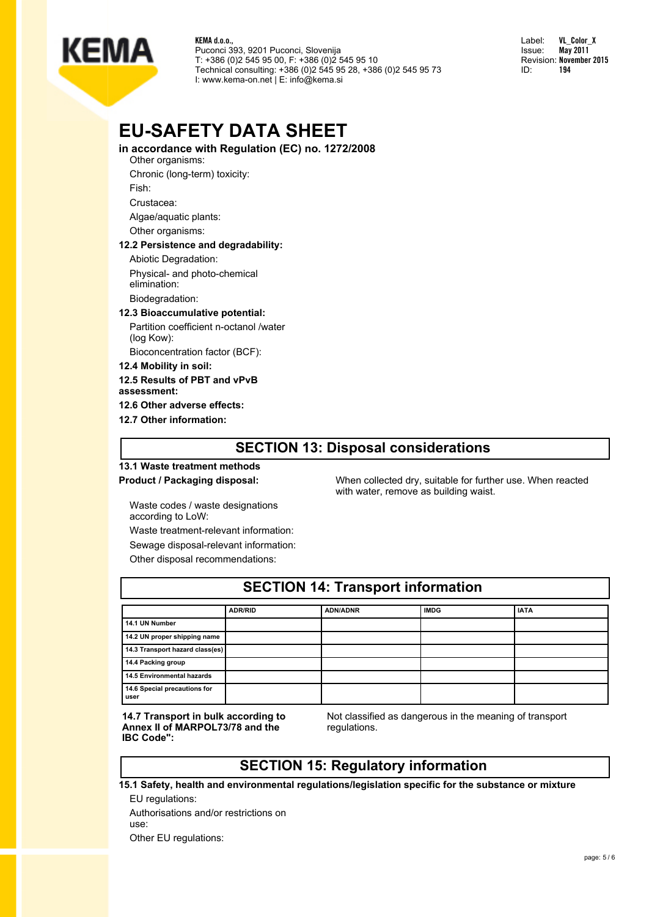Other organisms:

Chronic (long-term) toxicity:

Fish:

Crustacea:

Algae/aquatic plants:

Other organisms:

**12.2 Persistence and degradability:**

Abiotic Degradation:

Physical- and photo-chemical elimination:

Biodegradation:

**12.3 Bioaccumulative potential:**

Partition coefficient n-octanol /water (log Kow):

Bioconcentration factor (BCF):

**12.4 Mobility in soil:**

**12.5 Results of PBT and vPvB assessment:**

**12.6 Other adverse effects:**

**12.7 Other information:**

## SECTION 13: Disposal considerations

**13.1 Waste treatment methods**

**Product / Packaging disposal:** When collected dry, suitable for further use. When reacted with water, remove as building waist.

Waste codes / waste designations according to LoW:

Waste treatment-relevant information:

Sewage disposal-relevant information:

Other disposal recommendations:

## SECTION 14: Transport information

| | ADR/RID | ADN/ADNR | IMDG | IATA |
|---|---|---|---|---|
| 14.1 UN Number | | | | |
| 14.2 UN proper shipping name | | | | |
| 14.3 Transport hazard class(es) | | | | |
| 14.4 Packing group | | | | |
| 14.5 Environmental hazards | | | | |
| 14.6 Special precautions for user | | | | |

**14.7 Transport in bulk according to Annex II of MARPOL73/78 and the IBC Code":** Not classified as dangerous in the meaning of transport regulations.

## SECTION 15: Regulatory information

**15.1 Safety, health and environmental regulations/legislation specific for the substance or mixture**

EU regulations:

Authorisations and/or restrictions on use:

Other EU regulations: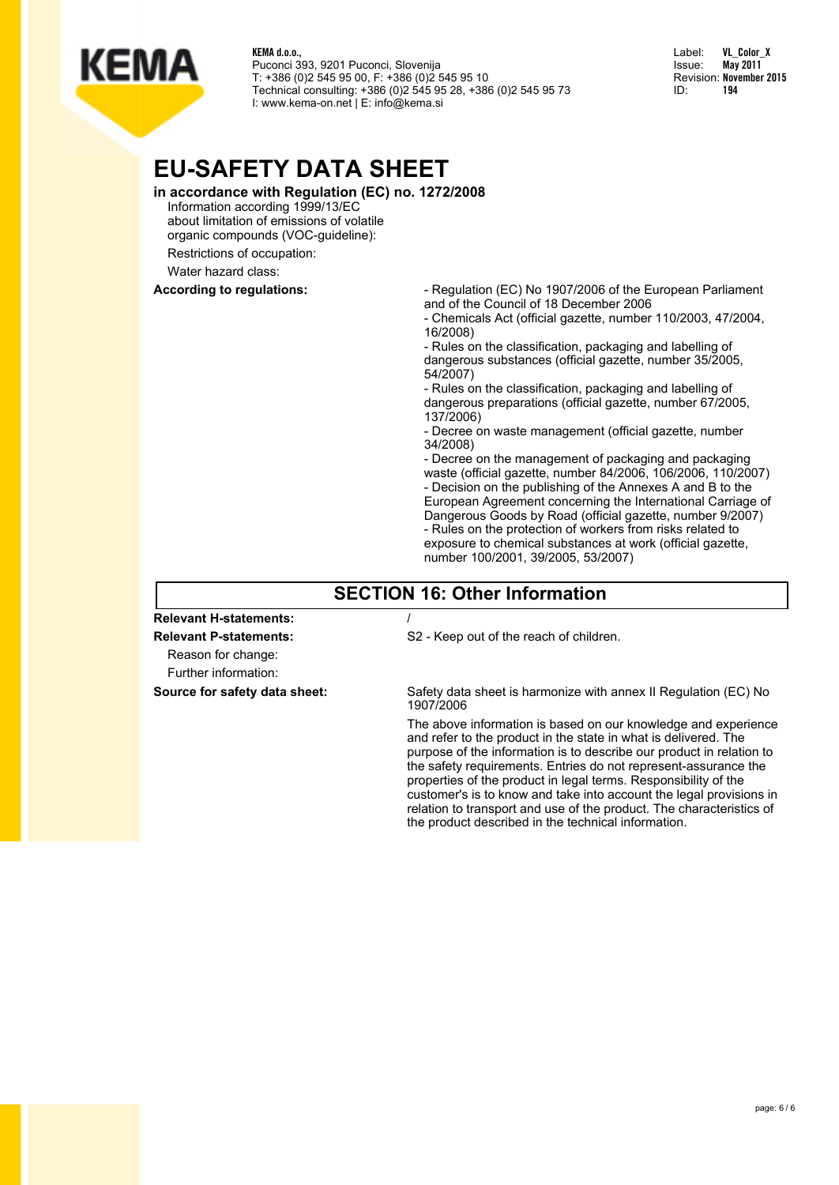# EU-SAFETY DATA SHEET

**in accordance with Regulation (EC) no. 1272/2008**

Information according 1999/13/EC about limitation of emissions of volatile organic compounds (VOC-guideline):

Restrictions of occupation:

Water hazard class:

**According to regulations:**

- Regulation (EC) No 1907/2006 of the European Parliament and of the Council of 18 December 2006
- Chemicals Act (official gazette, number 110/2003, 47/2004, 16/2008)
- Rules on the classification, packaging and labelling of dangerous substances (official gazette, number 35/2005, 54/2007)
- Rules on the classification, packaging and labelling of dangerous preparations (official gazette, number 67/2005, 137/2006)
- Decree on waste management (official gazette, number 34/2008)
- Decree on the management of packaging and packaging waste (official gazette, number 84/2006, 106/2006, 110/2007)
- Decision on the publishing of the Annexes A and B to the European Agreement concerning the International Carriage of Dangerous Goods by Road (official gazette, number 9/2007)
- Rules on the protection of workers from risks related to exposure to chemical substances at work (official gazette, number 100/2001, 39/2005, 53/2007)

## SECTION 16: Other Information

**Relevant H-statements:** /

**Relevant P-statements:** S2 - Keep out of the reach of children.

Reason for change:

Further information:

**Source for safety data sheet:** Safety data sheet is harmonize with annex II Regulation (EC) No 1907/2006

The above information is based on our knowledge and experience and refer to the product in the state in what is delivered. The purpose of the information is to describe our product in relation to the safety requirements. Entries do not represent-assurance the properties of the product in legal terms. Responsibility of the customer's is to know and take into account the legal provisions in relation to transport and use of the product. The characteristics of the product described in the technical information.